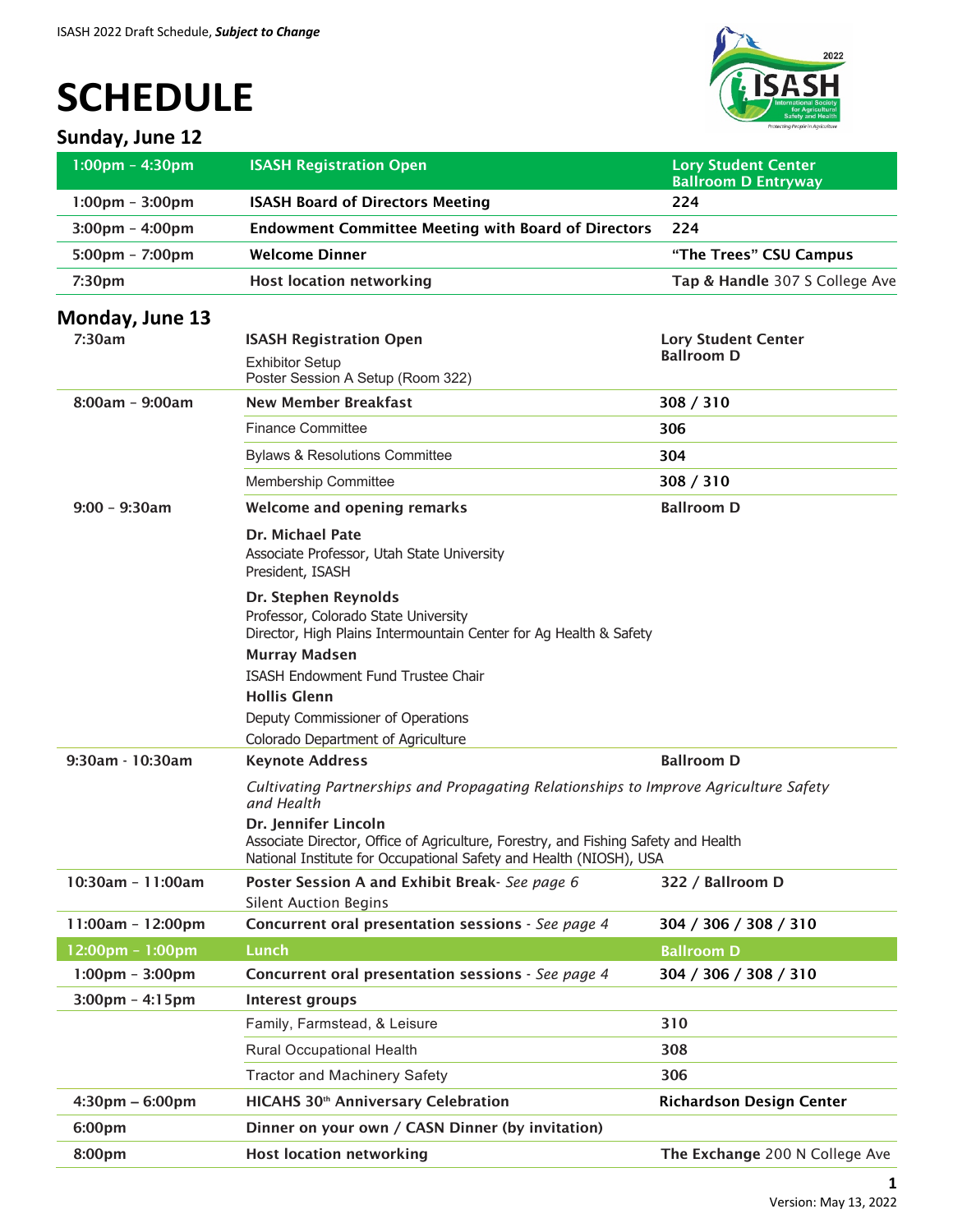ISASH 2022 Draft Schedule, ***Subject to Change***

# SCHEDULE

## Sunday, June 12

| Time | Event | Location |
|---|---|---|
| 1:00pm – 4:30pm | **ISASH Registration Open** | **Lory Student Center Ballroom D Entryway** |
| 1:00pm – 3:00pm | **ISASH Board of Directors Meeting** | **224** |
| 3:00pm – 4:00pm | **Endowment Committee Meeting with Board of Directors** | **224** |
| 5:00pm – 7:00pm | **Welcome Dinner** | **"The Trees" CSU Campus** |
| 7:30pm | **Host location networking** | **Tap & Handle** 307 S College Ave |

## Monday, June 13

| Time | Event | Location |
|---|---|---|
| 7:30am | **ISASH Registration Open**<br>Exhibitor Setup<br>Poster Session A Setup (Room 322) | **Lory Student Center Ballroom D** |
| 8:00am – 9:00am | **New Member Breakfast** | **308 / 310** |
| | Finance Committee | **306** |
| | Bylaws & Resolutions Committee | **304** |
| | Membership Committee | **308 / 310** |
| 9:00 – 9:30am | **Welcome and opening remarks**<br>**Dr. Michael Pate**<br>Associate Professor, Utah State University<br>President, ISASH<br>**Dr. Stephen Reynolds**<br>Professor, Colorado State University<br>Director, High Plains Intermountain Center for Ag Health & Safety<br>**Murray Madsen**<br>ISASH Endowment Fund Trustee Chair<br>**Hollis Glenn**<br>Deputy Commissioner of Operations<br>Colorado Department of Agriculture | **Ballroom D** |
| 9:30am - 10:30am | **Keynote Address**<br>*Cultivating Partnerships and Propagating Relationships to Improve Agriculture Safety and Health*<br>**Dr. Jennifer Lincoln**<br>Associate Director, Office of Agriculture, Forestry, and Fishing Safety and Health<br>National Institute for Occupational Safety and Health (NIOSH), USA | **Ballroom D** |
| 10:30am – 11:00am | **Poster Session A and Exhibit Break**- *See page 6*<br>Silent Auction Begins | **322 / Ballroom D** |
| 11:00am – 12:00pm | **Concurrent oral presentation sessions** - *See page 4* | **304 / 306 / 308 / 310** |
| 12:00pm – 1:00pm | **Lunch** | **Ballroom D** |
| 1:00pm – 3:00pm | **Concurrent oral presentation sessions** - *See page 4* | **304 / 306 / 308 / 310** |
| 3:00pm – 4:15pm | **Interest groups** | |
| | Family, Farmstead, & Leisure | **310** |
| | Rural Occupational Health | **308** |
| | Tractor and Machinery Safety | **306** |
| 4:30pm – 6:00pm | **HICAHS 30th Anniversary Celebration** | **Richardson Design Center** |
| 6:00pm | **Dinner on your own / CASN Dinner (by invitation)** | |
| 8:00pm | **Host location networking** | **The Exchange** 200 N College Ave |

Version: May 13, 2022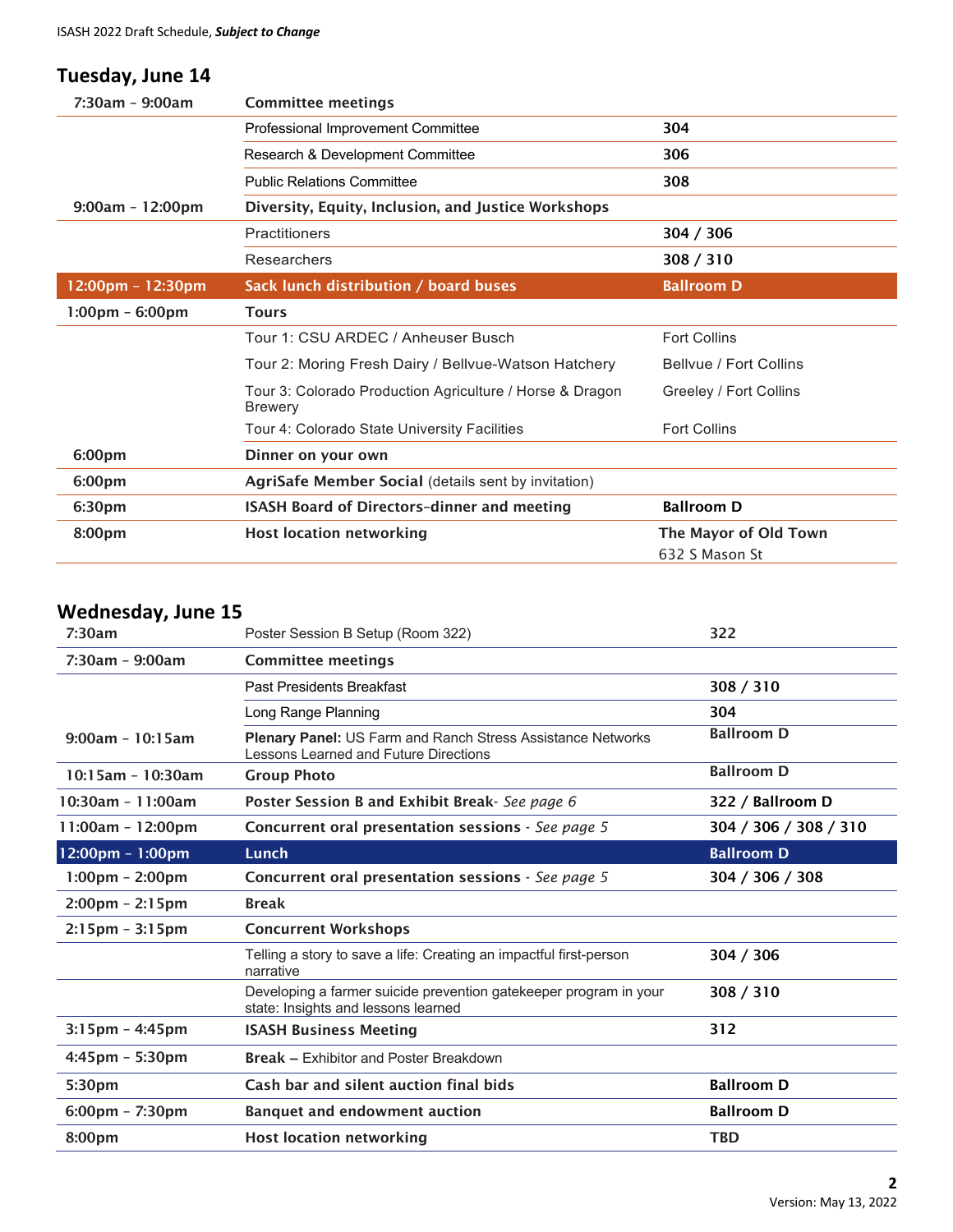## Tuesday, June 14

| Time | Event | Location |
|---|---|---|
| 7:30am – 9:00am | **Committee meetings** | |
| | Professional Improvement Committee | **304** |
| | Research & Development Committee | **306** |
| | Public Relations Committee | **308** |
| 9:00am – 12:00pm | **Diversity, Equity, Inclusion, and Justice Workshops** | |
| | Practitioners | **304 / 306** |
| | Researchers | **308 / 310** |
| **12:00pm – 12:30pm** | **Sack lunch distribution / board buses** | **Ballroom D** |
| 1:00pm – 6:00pm | **Tours** | |
| | Tour 1: CSU ARDEC / Anheuser Busch | Fort Collins |
| | Tour 2: Moring Fresh Dairy / Bellvue-Watson Hatchery | Bellvue / Fort Collins |
| | Tour 3: Colorado Production Agriculture / Horse & Dragon Brewery | Greeley / Fort Collins |
| | Tour 4: Colorado State University Facilities | Fort Collins |
| 6:00pm | **Dinner on your own** | |
| 6:00pm | **AgriSafe Member Social** (details sent by invitation) | |
| 6:30pm | **ISASH Board of Directors–dinner and meeting** | **Ballroom D** |
| 8:00pm | **Host location networking** | **The Mayor of Old Town** 632 S Mason St |

## Wednesday, June 15

| Time | Event | Location |
|---|---|---|
| 7:30am | Poster Session B Setup (Room 322) | 322 |
| 7:30am – 9:00am | **Committee meetings** | |
| | Past Presidents Breakfast | **308 / 310** |
| | Long Range Planning | **304** |
| 9:00am – 10:15am | **Plenary Panel:** US Farm and Ranch Stress Assistance Networks Lessons Learned and Future Directions | **Ballroom D** |
| 10:15am – 10:30am | **Group Photo** | **Ballroom D** |
| 10:30am – 11:00am | **Poster Session B and Exhibit Break**- *See page 6* | **322 / Ballroom D** |
| 11:00am – 12:00pm | **Concurrent oral presentation sessions** - *See page 5* | **304 / 306 / 308 / 310** |
| **12:00pm – 1:00pm** | **Lunch** | **Ballroom D** |
| 1:00pm – 2:00pm | **Concurrent oral presentation sessions** - *See page 5* | **304 / 306 / 308** |
| 2:00pm – 2:15pm | **Break** | |
| 2:15pm – 3:15pm | **Concurrent Workshops** | |
| | Telling a story to save a life: Creating an impactful first-person narrative | **304 / 306** |
| | Developing a farmer suicide prevention gatekeeper program in your state: Insights and lessons learned | **308 / 310** |
| 3:15pm – 4:45pm | **ISASH Business Meeting** | **312** |
| 4:45pm – 5:30pm | **Break –** Exhibitor and Poster Breakdown | |
| 5:30pm | **Cash bar and silent auction final bids** | **Ballroom D** |
| 6:00pm – 7:30pm | **Banquet and endowment auction** | **Ballroom D** |
| 8:00pm | **Host location networking** | **TBD** |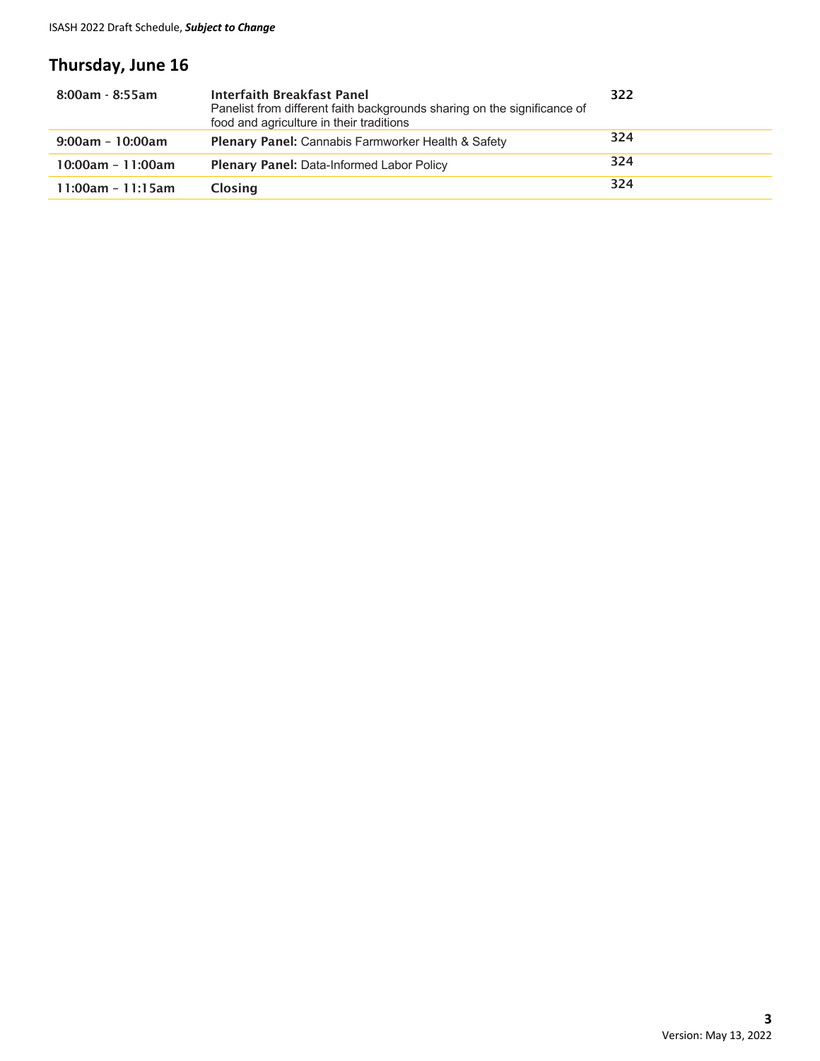## Thursday, June 16

| | | |
|---|---|---|
| 8:00am - 8:55am | **Interfaith Breakfast Panel**<br>Panelist from different faith backgrounds sharing on the significance of food and agriculture in their traditions | 322 |
| 9:00am – 10:00am | **Plenary Panel:** Cannabis Farmworker Health & Safety | 324 |
| 10:00am – 11:00am | **Plenary Panel:** Data-Informed Labor Policy | 324 |
| 11:00am – 11:15am | **Closing** | 324 |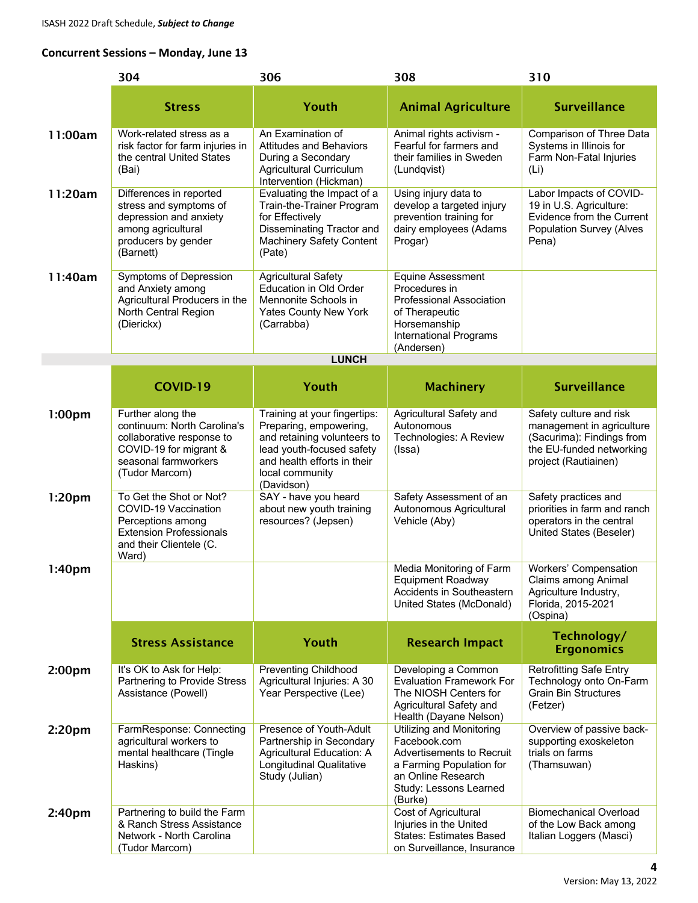## Concurrent Sessions – Monday, June 13

| | 304 | 306 | 308 | 310 |
|---|---|---|---|---|
| | **Stress** | **Youth** | **Animal Agriculture** | **Surveillance** |
| **11:00am** | Work-related stress as a risk factor for farm injuries in the central United States (Bai) | An Examination of Attitudes and Behaviors During a Secondary Agricultural Curriculum Intervention (Hickman) | Animal rights activism - Fearful for farmers and their families in Sweden (Lundqvist) | Comparison of Three Data Systems in Illinois for Farm Non-Fatal Injuries (Li) |
| **11:20am** | Differences in reported stress and symptoms of depression and anxiety among agricultural producers by gender (Barnett) | Evaluating the Impact of a Train-the-Trainer Program for Effectively Disseminating Tractor and Machinery Safety Content (Pate) | Using injury data to develop a targeted injury prevention training for dairy employees (Adams Progar) | Labor Impacts of COVID-19 in U.S. Agriculture: Evidence from the Current Population Survey (Alves Pena) |
| **11:40am** | Symptoms of Depression and Anxiety among Agricultural Producers in the North Central Region (Dierickx) | Agricultural Safety Education in Old Order Mennonite Schools in Yates County New York (Carrabba) | Equine Assessment Procedures in Professional Association of Therapeutic Horsemanship International Programs (Andersen) | |
| | | **LUNCH** | | |
| | **COVID-19** | **Youth** | **Machinery** | **Surveillance** |
| **1:00pm** | Further along the continuum: North Carolina's collaborative response to COVID-19 for migrant & seasonal farmworkers (Tudor Marcom) | Training at your fingertips: Preparing, empowering, and retaining volunteers to lead youth-focused safety and health efforts in their local community (Davidson) | Agricultural Safety and Autonomous Technologies: A Review (Issa) | Safety culture and risk management in agriculture (Sacurima): Findings from the EU-funded networking project (Rautiainen) |
| **1:20pm** | To Get the Shot or Not? COVID-19 Vaccination Perceptions among Extension Professionals and their Clientele (C. Ward) | SAY - have you heard about new youth training resources? (Jepsen) | Safety Assessment of an Autonomous Agricultural Vehicle (Aby) | Safety practices and priorities in farm and ranch operators in the central United States (Beseler) |
| **1:40pm** | | | Media Monitoring of Farm Equipment Roadway Accidents in Southeastern United States (McDonald) | Workers' Compensation Claims among Animal Agriculture Industry, Florida, 2015-2021 (Ospina) |
| | **Stress Assistance** | **Youth** | **Research Impact** | **Technology/ Ergonomics** |
| **2:00pm** | It's OK to Ask for Help: Partnering to Provide Stress Assistance (Powell) | Preventing Childhood Agricultural Injuries: A 30 Year Perspective (Lee) | Developing a Common Evaluation Framework For The NIOSH Centers for Agricultural Safety and Health (Dayane Nelson) | Retrofitting Safe Entry Technology onto On-Farm Grain Bin Structures (Fetzer) |
| **2:20pm** | FarmResponse: Connecting agricultural workers to mental healthcare (Tingle Haskins) | Presence of Youth-Adult Partnership in Secondary Agricultural Education: A Longitudinal Qualitative Study (Julian) | Utilizing and Monitoring Facebook.com Advertisements to Recruit a Farming Population for an Online Research Study: Lessons Learned (Burke) | Overview of passive back-supporting exoskeleton trials on farms (Thamsuwan) |
| **2:40pm** | Partnering to build the Farm & Ranch Stress Assistance Network - North Carolina (Tudor Marcom) | | Cost of Agricultural Injuries in the United States: Estimates Based on Surveillance, Insurance | Biomechanical Overload of the Low Back among Italian Loggers (Masci) |

Version: May 13, 2022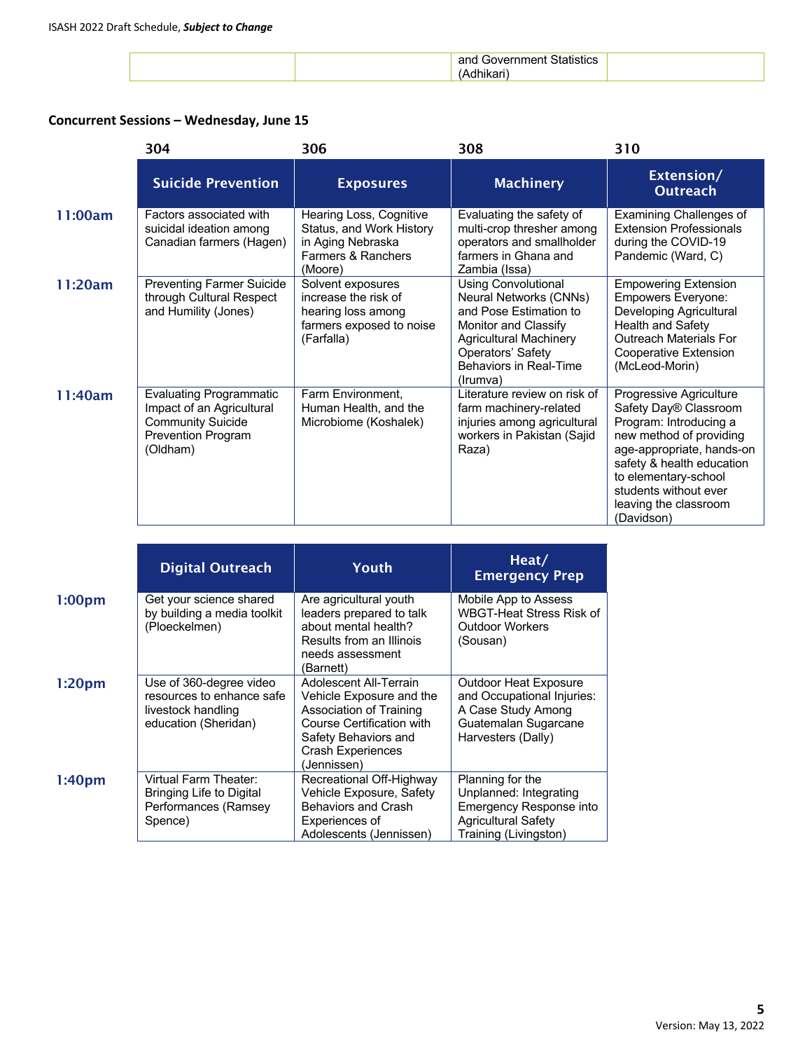| | | and Government Statistics (Adhikari) | |
|---|---|---|---|

**Concurrent Sessions – Wednesday, June 15**

| | 304 | 306 | 308 | 310 |
|---|---|---|---|---|
| | **Suicide Prevention** | **Exposures** | **Machinery** | **Extension/ Outreach** |
| **11:00am** | Factors associated with suicidal ideation among Canadian farmers (Hagen) | Hearing Loss, Cognitive Status, and Work History in Aging Nebraska Farmers & Ranchers (Moore) | Evaluating the safety of multi-crop thresher among operators and smallholder farmers in Ghana and Zambia (Issa) | Examining Challenges of Extension Professionals during the COVID-19 Pandemic (Ward, C) |
| **11:20am** | Preventing Farmer Suicide through Cultural Respect and Humility (Jones) | Solvent exposures increase the risk of hearing loss among farmers exposed to noise (Farfalla) | Using Convolutional Neural Networks (CNNs) and Pose Estimation to Monitor and Classify Agricultural Machinery Operators' Safety Behaviors in Real-Time (Irumva) | Empowering Extension Empowers Everyone: Developing Agricultural Health and Safety Outreach Materials For Cooperative Extension (McLeod-Morin) |
| **11:40am** | Evaluating Programmatic Impact of an Agricultural Community Suicide Prevention Program (Oldham) | Farm Environment, Human Health, and the Microbiome (Koshalek) | Literature review on risk of farm machinery-related injuries among agricultural workers in Pakistan (Sajid Raza) | Progressive Agriculture Safety Day® Classroom Program: Introducing a new method of providing age-appropriate, hands-on safety & health education to elementary-school students without ever leaving the classroom (Davidson) |

| | **Digital Outreach** | **Youth** | **Heat/ Emergency Prep** |
|---|---|---|---|
| **1:00pm** | Get your science shared by building a media toolkit (Ploeckelmen) | Are agricultural youth leaders prepared to talk about mental health? Results from an Illinois needs assessment (Barnett) | Mobile App to Assess WBGT-Heat Stress Risk of Outdoor Workers (Sousan) |
| **1:20pm** | Use of 360-degree video resources to enhance safe livestock handling education (Sheridan) | Adolescent All-Terrain Vehicle Exposure and the Association of Training Course Certification with Safety Behaviors and Crash Experiences (Jennissen) | Outdoor Heat Exposure and Occupational Injuries: A Case Study Among Guatemalan Sugarcane Harvesters (Dally) |
| **1:40pm** | Virtual Farm Theater: Bringing Life to Digital Performances (Ramsey Spence) | Recreational Off-Highway Vehicle Exposure, Safety Behaviors and Crash Experiences of Adolescents (Jennissen) | Planning for the Unplanned: Integrating Emergency Response into Agricultural Safety Training (Livingston) |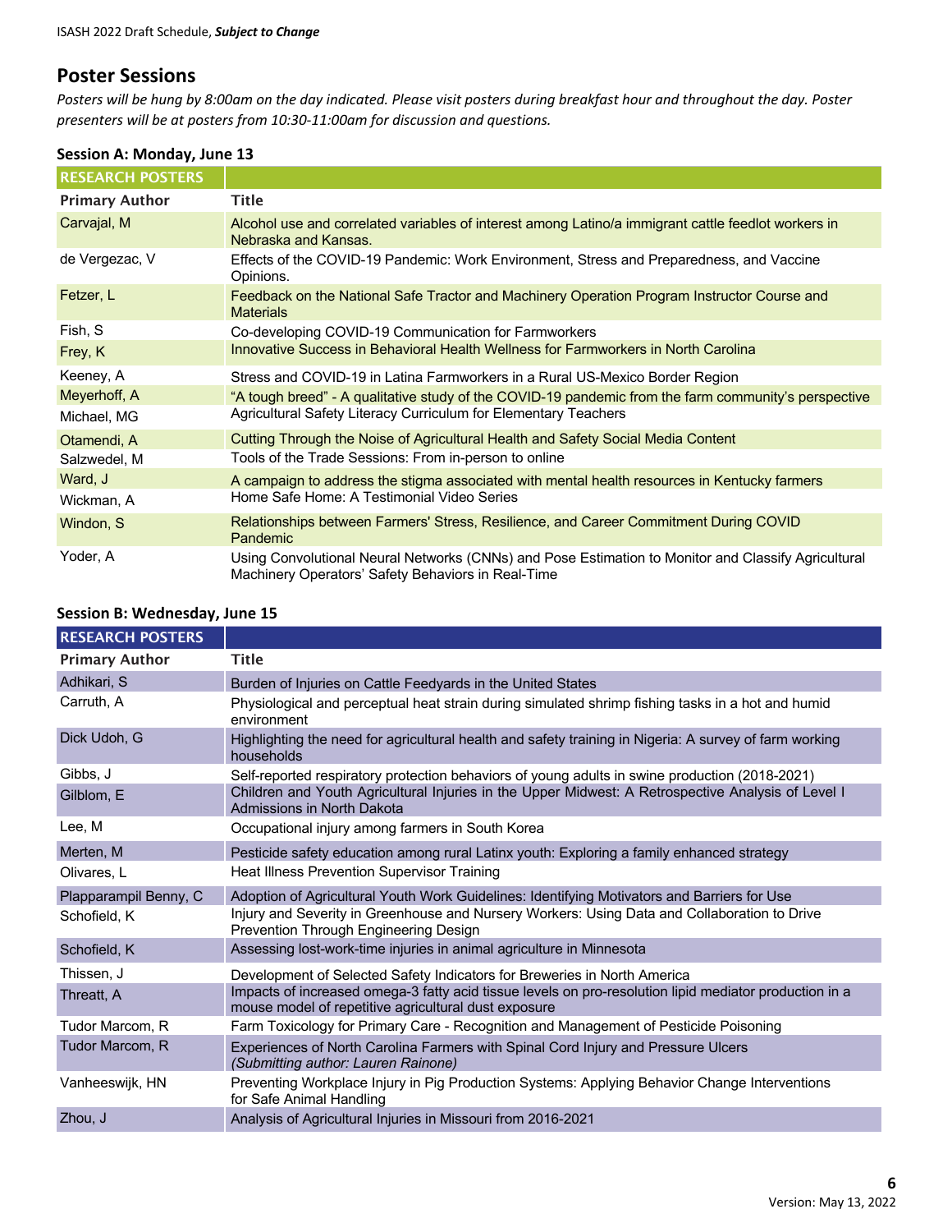## Poster Sessions

*Posters will be hung by 8:00am on the day indicated. Please visit posters during breakfast hour and throughout the day. Poster presenters will be at posters from 10:30-11:00am for discussion and questions.*

### Session A: Monday, June 13

| RESEARCH POSTERS | |
|---|---|
| **Primary Author** | **Title** |
| Carvajal, M | Alcohol use and correlated variables of interest among Latino/a immigrant cattle feedlot workers in Nebraska and Kansas. |
| de Vergezac, V | Effects of the COVID-19 Pandemic: Work Environment, Stress and Preparedness, and Vaccine Opinions. |
| Fetzer, L | Feedback on the National Safe Tractor and Machinery Operation Program Instructor Course and Materials |
| Fish, S | Co-developing COVID-19 Communication for Farmworkers |
| Frey, K | Innovative Success in Behavioral Health Wellness for Farmworkers in North Carolina |
| Keeney, A | Stress and COVID-19 in Latina Farmworkers in a Rural US-Mexico Border Region |
| Meyerhoff, A | "A tough breed" - A qualitative study of the COVID-19 pandemic from the farm community's perspective |
| Michael, MG | Agricultural Safety Literacy Curriculum for Elementary Teachers |
| Otamendi, A | Cutting Through the Noise of Agricultural Health and Safety Social Media Content |
| Salzwedel, M | Tools of the Trade Sessions: From in-person to online |
| Ward, J | A campaign to address the stigma associated with mental health resources in Kentucky farmers |
| Wickman, A | Home Safe Home: A Testimonial Video Series |
| Windon, S | Relationships between Farmers' Stress, Resilience, and Career Commitment During COVID Pandemic |
| Yoder, A | Using Convolutional Neural Networks (CNNs) and Pose Estimation to Monitor and Classify Agricultural Machinery Operators' Safety Behaviors in Real-Time |

### Session B: Wednesday, June 15

| RESEARCH POSTERS | |
|---|---|
| **Primary Author** | **Title** |
| Adhikari, S | Burden of Injuries on Cattle Feedyards in the United States |
| Carruth, A | Physiological and perceptual heat strain during simulated shrimp fishing tasks in a hot and humid environment |
| Dick Udoh, G | Highlighting the need for agricultural health and safety training in Nigeria: A survey of farm working households |
| Gibbs, J | Self-reported respiratory protection behaviors of young adults in swine production (2018-2021) |
| Gilblom, E | Children and Youth Agricultural Injuries in the Upper Midwest: A Retrospective Analysis of Level I Admissions in North Dakota |
| Lee, M | Occupational injury among farmers in South Korea |
| Merten, M | Pesticide safety education among rural Latinx youth: Exploring a family enhanced strategy |
| Olivares, L | Heat Illness Prevention Supervisor Training |
| Plapparampil Benny, C | Adoption of Agricultural Youth Work Guidelines: Identifying Motivators and Barriers for Use |
| Schofield, K | Injury and Severity in Greenhouse and Nursery Workers: Using Data and Collaboration to Drive Prevention Through Engineering Design |
| Schofield, K | Assessing lost-work-time injuries in animal agriculture in Minnesota |
| Thissen, J | Development of Selected Safety Indicators for Breweries in North America |
| Threatt, A | Impacts of increased omega-3 fatty acid tissue levels on pro-resolution lipid mediator production in a mouse model of repetitive agricultural dust exposure |
| Tudor Marcom, R | Farm Toxicology for Primary Care - Recognition and Management of Pesticide Poisoning |
| Tudor Marcom, R | Experiences of North Carolina Farmers with Spinal Cord Injury and Pressure Ulcers *(Submitting author: Lauren Rainone)* |
| Vanheeswijk, HN | Preventing Workplace Injury in Pig Production Systems: Applying Behavior Change Interventions for Safe Animal Handling |
| Zhou, J | Analysis of Agricultural Injuries in Missouri from 2016-2021 |